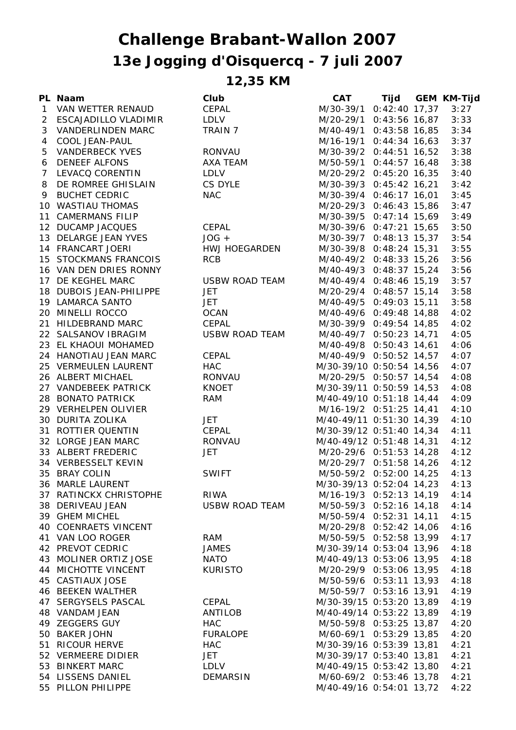# Challenge Brabant-Wallon 2007

## 13e Jogging d'Oisquercq - 7 juli 2007

### 12,35 KM

| PL | Naam | Club | CAT | Tijd | GEM | KM-Tijd |
|---|---|---|---|---|---|---|
| 1 | VAN WETTER RENAUD | CEPAL | M/30-39/1 | 0:42:40 | 17,37 | 3:27 |
| 2 | ESCAJADILLO VLADIMIR | LDLV | M/20-29/1 | 0:43:56 | 16,87 | 3:33 |
| 3 | VANDERLINDEN MARC | TRAIN 7 | M/40-49/1 | 0:43:58 | 16,85 | 3:34 |
| 4 | COOL JEAN-PAUL | | M/16-19/1 | 0:44:34 | 16,63 | 3:37 |
| 5 | VANDERBECK YVES | RONVAU | M/30-39/2 | 0:44:51 | 16,52 | 3:38 |
| 6 | DENEEF ALFONS | AXA TEAM | M/50-59/1 | 0:44:57 | 16,48 | 3:38 |
| 7 | LEVACQ CORENTIN | LDLV | M/20-29/2 | 0:45:20 | 16,35 | 3:40 |
| 8 | DE ROMREE GHISLAIN | CS DYLE | M/30-39/3 | 0:45:42 | 16,21 | 3:42 |
| 9 | BUCHET CEDRIC | NAC | M/30-39/4 | 0:46:17 | 16,01 | 3:45 |
| 10 | WASTIAU THOMAS | | M/20-29/3 | 0:46:43 | 15,86 | 3:47 |
| 11 | CAMERMANS FILIP | | M/30-39/5 | 0:47:14 | 15,69 | 3:49 |
| 12 | DUCAMP JACQUES | CEPAL | M/30-39/6 | 0:47:21 | 15,65 | 3:50 |
| 13 | DELARGE JEAN YVES | JOG + | M/30-39/7 | 0:48:13 | 15,37 | 3:54 |
| 14 | FRANCART JOERI | HWJ HOEGARDEN | M/30-39/8 | 0:48:24 | 15,31 | 3:55 |
| 15 | STOCKMANS FRANCOIS | RCB | M/40-49/2 | 0:48:33 | 15,26 | 3:56 |
| 16 | VAN DEN DRIES RONNY | | M/40-49/3 | 0:48:37 | 15,24 | 3:56 |
| 17 | DE KEGHEL MARC | USBW ROAD TEAM | M/40-49/4 | 0:48:46 | 15,19 | 3:57 |
| 18 | DUBOIS JEAN-PHILIPPE | JET | M/20-29/4 | 0:48:57 | 15,14 | 3:58 |
| 19 | LAMARCA SANTO | JET | M/40-49/5 | 0:49:03 | 15,11 | 3:58 |
| 20 | MINELLI ROCCO | OCAN | M/40-49/6 | 0:49:48 | 14,88 | 4:02 |
| 21 | HILDEBRAND MARC | CEPAL | M/30-39/9 | 0:49:54 | 14,85 | 4:02 |
| 22 | SALSANOV IBRAGIM | USBW ROAD TEAM | M/40-49/7 | 0:50:23 | 14,71 | 4:05 |
| 23 | EL KHAOUI MOHAMED | | M/40-49/8 | 0:50:43 | 14,61 | 4:06 |
| 24 | HANOTIAU JEAN MARC | CEPAL | M/40-49/9 | 0:50:52 | 14,57 | 4:07 |
| 25 | VERMEULEN LAURENT | HAC | M/30-39/10 | 0:50:54 | 14,56 | 4:07 |
| 26 | ALBERT MICHAEL | RONVAU | M/20-29/5 | 0:50:57 | 14,54 | 4:08 |
| 27 | VANDEBEEK PATRICK | KNOET | M/30-39/11 | 0:50:59 | 14,53 | 4:08 |
| 28 | BONATO PATRICK | RAM | M/40-49/10 | 0:51:18 | 14,44 | 4:09 |
| 29 | VERHELPEN OLIVIER | | M/16-19/2 | 0:51:25 | 14,41 | 4:10 |
| 30 | DURITA ZOLIKA | JET | M/40-49/11 | 0:51:30 | 14,39 | 4:10 |
| 31 | ROTTIER QUENTIN | CEPAL | M/30-39/12 | 0:51:40 | 14,34 | 4:11 |
| 32 | LORGE JEAN MARC | RONVAU | M/40-49/12 | 0:51:48 | 14,31 | 4:12 |
| 33 | ALBERT FREDERIC | JET | M/20-29/6 | 0:51:53 | 14,28 | 4:12 |
| 34 | VERBESSELT KEVIN | | M/20-29/7 | 0:51:58 | 14,26 | 4:12 |
| 35 | BRAY COLIN | SWIFT | M/50-59/2 | 0:52:00 | 14,25 | 4:13 |
| 36 | MARLE LAURENT | | M/30-39/13 | 0:52:04 | 14,23 | 4:13 |
| 37 | RATINCKX CHRISTOPHE | RIWA | M/16-19/3 | 0:52:13 | 14,19 | 4:14 |
| 38 | DERIVEAU JEAN | USBW ROAD TEAM | M/50-59/3 | 0:52:16 | 14,18 | 4:14 |
| 39 | GHEM MICHEL | | M/50-59/4 | 0:52:31 | 14,11 | 4:15 |
| 40 | COENRAETS VINCENT | | M/20-29/8 | 0:52:42 | 14,06 | 4:16 |
| 41 | VAN LOO ROGER | RAM | M/50-59/5 | 0:52:58 | 13,99 | 4:17 |
| 42 | PREVOT CEDRIC | JAMES | M/30-39/14 | 0:53:04 | 13,96 | 4:18 |
| 43 | MOLINER ORTIZ JOSE | NATO | M/40-49/13 | 0:53:06 | 13,95 | 4:18 |
| 44 | MICHOTTE VINCENT | KURISTO | M/20-29/9 | 0:53:06 | 13,95 | 4:18 |
| 45 | CASTIAUX JOSE | | M/50-59/6 | 0:53:11 | 13,93 | 4:18 |
| 46 | BEEKEN WALTHER | | M/50-59/7 | 0:53:16 | 13,91 | 4:19 |
| 47 | SERGYSELS PASCAL | CEPAL | M/30-39/15 | 0:53:20 | 13,89 | 4:19 |
| 48 | VANDAM JEAN | ANTILOB | M/40-49/14 | 0:53:22 | 13,89 | 4:19 |
| 49 | ZEGGERS GUY | HAC | M/50-59/8 | 0:53:25 | 13,87 | 4:20 |
| 50 | BAKER JOHN | FURALOPE | M/60-69/1 | 0:53:29 | 13,85 | 4:20 |
| 51 | RICOUR HERVE | HAC | M/30-39/16 | 0:53:39 | 13,81 | 4:21 |
| 52 | VERMEERE DIDIER | JET | M/30-39/17 | 0:53:40 | 13,81 | 4:21 |
| 53 | BINKERT MARC | LDLV | M/40-49/15 | 0:53:42 | 13,80 | 4:21 |
| 54 | LISSENS DANIEL | DEMARSIN | M/60-69/2 | 0:53:46 | 13,78 | 4:21 |
| 55 | PILLON PHILIPPE | | M/40-49/16 | 0:54:01 | 13,72 | 4:22 |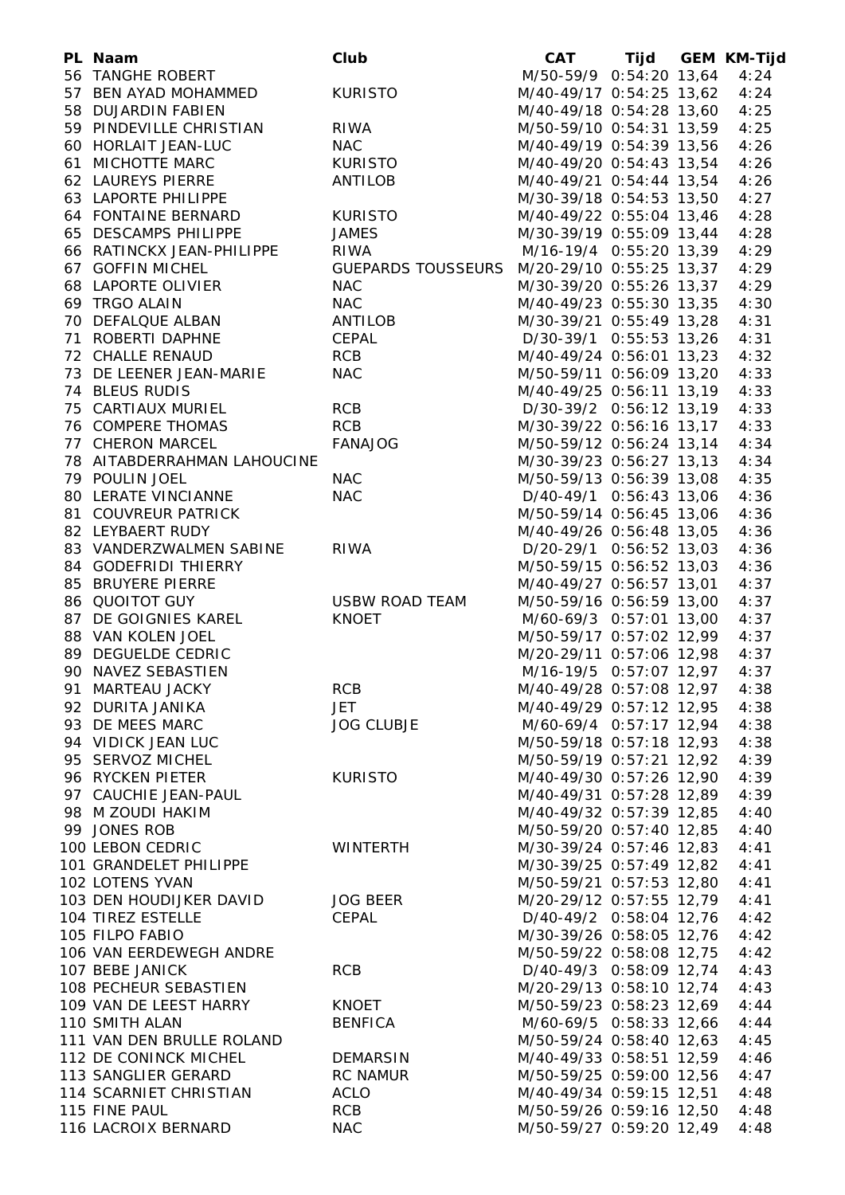| PL | Naam | Club | CAT | Tijd | GEM | KM-Tijd |
|---|---|---|---|---|---|---|
| 56 | TANGHE ROBERT | | M/50-59/9 | 0:54:20 | 13,64 | 4:24 |
| 57 | BEN AYAD MOHAMMED | KURISTO | M/40-49/17 | 0:54:25 | 13,62 | 4:24 |
| 58 | DUJARDIN FABIEN | | M/40-49/18 | 0:54:28 | 13,60 | 4:25 |
| 59 | PINDEVILLE CHRISTIAN | RIWA | M/50-59/10 | 0:54:31 | 13,59 | 4:25 |
| 60 | HORLAIT JEAN-LUC | NAC | M/40-49/19 | 0:54:39 | 13,56 | 4:26 |
| 61 | MICHOTTE MARC | KURISTO | M/40-49/20 | 0:54:43 | 13,54 | 4:26 |
| 62 | LAUREYS PIERRE | ANTILOB | M/40-49/21 | 0:54:44 | 13,54 | 4:26 |
| 63 | LAPORTE PHILIPPE | | M/30-39/18 | 0:54:53 | 13,50 | 4:27 |
| 64 | FONTAINE BERNARD | KURISTO | M/40-49/22 | 0:55:04 | 13,46 | 4:28 |
| 65 | DESCAMPS PHILIPPE | JAMES | M/30-39/19 | 0:55:09 | 13,44 | 4:28 |
| 66 | RATINCKX JEAN-PHILIPPE | RIWA | M/16-19/4 | 0:55:20 | 13,39 | 4:29 |
| 67 | GOFFIN MICHEL | GUEPARDS TOUSSEURS | M/20-29/10 | 0:55:25 | 13,37 | 4:29 |
| 68 | LAPORTE OLIVIER | NAC | M/30-39/20 | 0:55:26 | 13,37 | 4:29 |
| 69 | TRGO ALAIN | NAC | M/40-49/23 | 0:55:30 | 13,35 | 4:30 |
| 70 | DEFALQUE ALBAN | ANTILOB | M/30-39/21 | 0:55:49 | 13,28 | 4:31 |
| 71 | ROBERTI DAPHNE | CEPAL | D/30-39/1 | 0:55:53 | 13,26 | 4:31 |
| 72 | CHALLE RENAUD | RCB | M/40-49/24 | 0:56:01 | 13,23 | 4:32 |
| 73 | DE LEENER JEAN-MARIE | NAC | M/50-59/11 | 0:56:09 | 13,20 | 4:33 |
| 74 | BLEUS RUDIS | | M/40-49/25 | 0:56:11 | 13,19 | 4:33 |
| 75 | CARTIAUX MURIEL | RCB | D/30-39/2 | 0:56:12 | 13,19 | 4:33 |
| 76 | COMPERE THOMAS | RCB | M/30-39/22 | 0:56:16 | 13,17 | 4:33 |
| 77 | CHERON MARCEL | FANAJOG | M/50-59/12 | 0:56:24 | 13,14 | 4:34 |
| 78 | AITABDERRAHMAN LAHOUCINE | | M/30-39/23 | 0:56:27 | 13,13 | 4:34 |
| 79 | POULIN JOEL | NAC | M/50-59/13 | 0:56:39 | 13,08 | 4:35 |
| 80 | LERATE VINCIANNE | NAC | D/40-49/1 | 0:56:43 | 13,06 | 4:36 |
| 81 | COUVREUR PATRICK | | M/50-59/14 | 0:56:45 | 13,06 | 4:36 |
| 82 | LEYBAERT RUDY | | M/40-49/26 | 0:56:48 | 13,05 | 4:36 |
| 83 | VANDERZWALMEN SABINE | RIWA | D/20-29/1 | 0:56:52 | 13,03 | 4:36 |
| 84 | GODEFRIDI THIERRY | | M/50-59/15 | 0:56:52 | 13,03 | 4:36 |
| 85 | BRUYERE PIERRE | | M/40-49/27 | 0:56:57 | 13,01 | 4:37 |
| 86 | QUOITOT GUY | USBW ROAD TEAM | M/50-59/16 | 0:56:59 | 13,00 | 4:37 |
| 87 | DE GOIGNIES KAREL | KNOET | M/60-69/3 | 0:57:01 | 13,00 | 4:37 |
| 88 | VAN KOLEN JOEL | | M/50-59/17 | 0:57:02 | 12,99 | 4:37 |
| 89 | DEGUELDE CEDRIC | | M/20-29/11 | 0:57:06 | 12,98 | 4:37 |
| 90 | NAVEZ SEBASTIEN | | M/16-19/5 | 0:57:07 | 12,97 | 4:37 |
| 91 | MARTEAU JACKY | RCB | M/40-49/28 | 0:57:08 | 12,97 | 4:38 |
| 92 | DURITA JANIKA | JET | M/40-49/29 | 0:57:12 | 12,95 | 4:38 |
| 93 | DE MEES MARC | JOG CLUBJE | M/60-69/4 | 0:57:17 | 12,94 | 4:38 |
| 94 | VIDICK JEAN LUC | | M/50-59/18 | 0:57:18 | 12,93 | 4:38 |
| 95 | SERVOZ MICHEL | | M/50-59/19 | 0:57:21 | 12,92 | 4:39 |
| 96 | RYCKEN PIETER | KURISTO | M/40-49/30 | 0:57:26 | 12,90 | 4:39 |
| 97 | CAUCHIE JEAN-PAUL | | M/40-49/31 | 0:57:28 | 12,89 | 4:39 |
| 98 | M ZOUDI HAKIM | | M/40-49/32 | 0:57:39 | 12,85 | 4:40 |
| 99 | JONES ROB | | M/50-59/20 | 0:57:40 | 12,85 | 4:40 |
| 100 | LEBON CEDRIC | WINTERTH | M/30-39/24 | 0:57:46 | 12,83 | 4:41 |
| 101 | GRANDELET PHILIPPE | | M/30-39/25 | 0:57:49 | 12,82 | 4:41 |
| 102 | LOTENS YVAN | | M/50-59/21 | 0:57:53 | 12,80 | 4:41 |
| 103 | DEN HOUDIJKER DAVID | JOG BEER | M/20-29/12 | 0:57:55 | 12,79 | 4:41 |
| 104 | TIREZ ESTELLE | CEPAL | D/40-49/2 | 0:58:04 | 12,76 | 4:42 |
| 105 | FILPO FABIO | | M/30-39/26 | 0:58:05 | 12,76 | 4:42 |
| 106 | VAN EERDEWEGH ANDRE | | M/50-59/22 | 0:58:08 | 12,75 | 4:42 |
| 107 | BEBE JANICK | RCB | D/40-49/3 | 0:58:09 | 12,74 | 4:43 |
| 108 | PECHEUR SEBASTIEN | | M/20-29/13 | 0:58:10 | 12,74 | 4:43 |
| 109 | VAN DE LEEST HARRY | KNOET | M/50-59/23 | 0:58:23 | 12,69 | 4:44 |
| 110 | SMITH ALAN | BENFICA | M/60-69/5 | 0:58:33 | 12,66 | 4:44 |
| 111 | VAN DEN BRULLE ROLAND | | M/50-59/24 | 0:58:40 | 12,63 | 4:45 |
| 112 | DE CONINCK MICHEL | DEMARSIN | M/40-49/33 | 0:58:51 | 12,59 | 4:46 |
| 113 | SANGLIER GERARD | RC NAMUR | M/50-59/25 | 0:59:00 | 12,56 | 4:47 |
| 114 | SCARNIET CHRISTIAN | ACLO | M/40-49/34 | 0:59:15 | 12,51 | 4:48 |
| 115 | FINE PAUL | RCB | M/50-59/26 | 0:59:16 | 12,50 | 4:48 |
| 116 | LACROIX BERNARD | NAC | M/50-59/27 | 0:59:20 | 12,49 | 4:48 |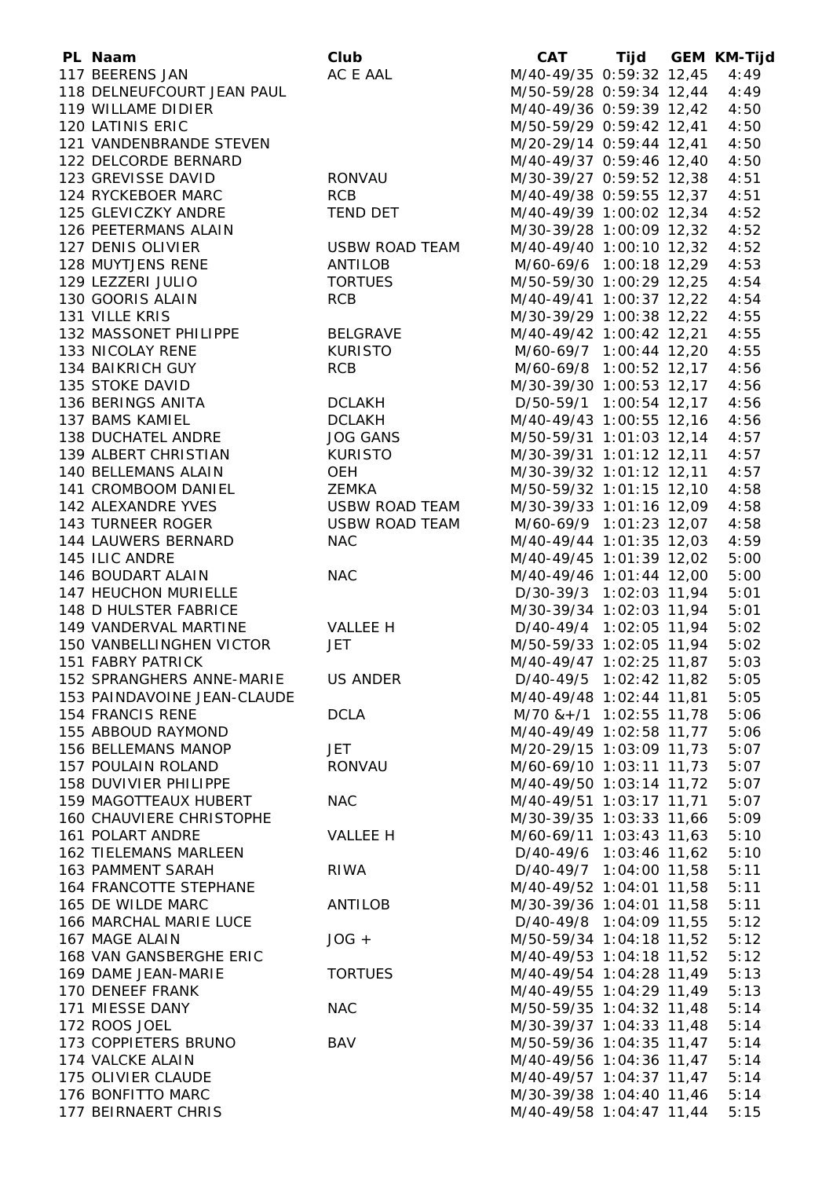| PL | Naam | Club | CAT | Tijd | GEM | KM-Tijd |
|---|---|---|---|---|---|---|
| 117 | BEERENS JAN | AC E AAL | M/40-49/35 | 0:59:32 | 12,45 | 4:49 |
| 118 | DELNEUFCOURT JEAN PAUL | | M/50-59/28 | 0:59:34 | 12,44 | 4:49 |
| 119 | WILLAME DIDIER | | M/40-49/36 | 0:59:39 | 12,42 | 4:50 |
| 120 | LATINIS ERIC | | M/50-59/29 | 0:59:42 | 12,41 | 4:50 |
| 121 | VANDENBRANDE STEVEN | | M/20-29/14 | 0:59:44 | 12,41 | 4:50 |
| 122 | DELCORDE BERNARD | | M/40-49/37 | 0:59:46 | 12,40 | 4:50 |
| 123 | GREVISSE DAVID | RONVAU | M/30-39/27 | 0:59:52 | 12,38 | 4:51 |
| 124 | RYCKEBOER MARC | RCB | M/40-49/38 | 0:59:55 | 12,37 | 4:51 |
| 125 | GLEVICZKY ANDRE | TEND DET | M/40-49/39 | 1:00:02 | 12,34 | 4:52 |
| 126 | PEETERMANS ALAIN | | M/30-39/28 | 1:00:09 | 12,32 | 4:52 |
| 127 | DENIS OLIVIER | USBW ROAD TEAM | M/40-49/40 | 1:00:10 | 12,32 | 4:52 |
| 128 | MUYTJENS RENE | ANTILOB | M/60-69/6 | 1:00:18 | 12,29 | 4:53 |
| 129 | LEZZERI JULIO | TORTUES | M/50-59/30 | 1:00:29 | 12,25 | 4:54 |
| 130 | GOORIS ALAIN | RCB | M/40-49/41 | 1:00:37 | 12,22 | 4:54 |
| 131 | VILLE KRIS | | M/30-39/29 | 1:00:38 | 12,22 | 4:55 |
| 132 | MASSONET PHILIPPE | BELGRAVE | M/40-49/42 | 1:00:42 | 12,21 | 4:55 |
| 133 | NICOLAY RENE | KURISTO | M/60-69/7 | 1:00:44 | 12,20 | 4:55 |
| 134 | BAIKRICH GUY | RCB | M/60-69/8 | 1:00:52 | 12,17 | 4:56 |
| 135 | STOKE DAVID | | M/30-39/30 | 1:00:53 | 12,17 | 4:56 |
| 136 | BERINGS ANITA | DCLAKH | D/50-59/1 | 1:00:54 | 12,17 | 4:56 |
| 137 | BAMS KAMIEL | DCLAKH | M/40-49/43 | 1:00:55 | 12,16 | 4:56 |
| 138 | DUCHATEL ANDRE | JOG GANS | M/50-59/31 | 1:01:03 | 12,14 | 4:57 |
| 139 | ALBERT CHRISTIAN | KURISTO | M/30-39/31 | 1:01:12 | 12,11 | 4:57 |
| 140 | BELLEMANS ALAIN | OEH | M/30-39/32 | 1:01:12 | 12,11 | 4:57 |
| 141 | CROMBOOM DANIEL | ZEMKA | M/50-59/32 | 1:01:15 | 12,10 | 4:58 |
| 142 | ALEXANDRE YVES | USBW ROAD TEAM | M/30-39/33 | 1:01:16 | 12,09 | 4:58 |
| 143 | TURNEER ROGER | USBW ROAD TEAM | M/60-69/9 | 1:01:23 | 12,07 | 4:58 |
| 144 | LAUWERS BERNARD | NAC | M/40-49/44 | 1:01:35 | 12,03 | 4:59 |
| 145 | ILIC ANDRE | | M/40-49/45 | 1:01:39 | 12,02 | 5:00 |
| 146 | BOUDART ALAIN | NAC | M/40-49/46 | 1:01:44 | 12,00 | 5:00 |
| 147 | HEUCHON MURIELLE | | D/30-39/3 | 1:02:03 | 11,94 | 5:01 |
| 148 | D HULSTER FABRICE | | M/30-39/34 | 1:02:03 | 11,94 | 5:01 |
| 149 | VANDERVAL MARTINE | VALLEE H | D/40-49/4 | 1:02:05 | 11,94 | 5:02 |
| 150 | VANBELLINGHEN VICTOR | JET | M/50-59/33 | 1:02:05 | 11,94 | 5:02 |
| 151 | FABRY PATRICK | | M/40-49/47 | 1:02:25 | 11,87 | 5:03 |
| 152 | SPRANGHERS ANNE-MARIE | US ANDER | D/40-49/5 | 1:02:42 | 11,82 | 5:05 |
| 153 | PAINDAVOINE JEAN-CLAUDE | | M/40-49/48 | 1:02:44 | 11,81 | 5:05 |
| 154 | FRANCIS RENE | DCLA | M/70 &+/1 | 1:02:55 | 11,78 | 5:06 |
| 155 | ABBOUD RAYMOND | | M/40-49/49 | 1:02:58 | 11,77 | 5:06 |
| 156 | BELLEMANS MANOP | JET | M/20-29/15 | 1:03:09 | 11,73 | 5:07 |
| 157 | POULAIN ROLAND | RONVAU | M/60-69/10 | 1:03:11 | 11,73 | 5:07 |
| 158 | DUVIVIER PHILIPPE | | M/40-49/50 | 1:03:14 | 11,72 | 5:07 |
| 159 | MAGOTTEAUX HUBERT | NAC | M/40-49/51 | 1:03:17 | 11,71 | 5:07 |
| 160 | CHAUVIERE CHRISTOPHE | | M/30-39/35 | 1:03:33 | 11,66 | 5:09 |
| 161 | POLART ANDRE | VALLEE H | M/60-69/11 | 1:03:43 | 11,63 | 5:10 |
| 162 | TIELEMANS MARLEEN | | D/40-49/6 | 1:03:46 | 11,62 | 5:10 |
| 163 | PAMMENT SARAH | RIWA | D/40-49/7 | 1:04:00 | 11,58 | 5:11 |
| 164 | FRANCOTTE STEPHANE | | M/40-49/52 | 1:04:01 | 11,58 | 5:11 |
| 165 | DE WILDE MARC | ANTILOB | M/30-39/36 | 1:04:01 | 11,58 | 5:11 |
| 166 | MARCHAL MARIE LUCE | | D/40-49/8 | 1:04:09 | 11,55 | 5:12 |
| 167 | MAGE ALAIN | JOG + | M/50-59/34 | 1:04:18 | 11,52 | 5:12 |
| 168 | VAN GANSBERGHE ERIC | | M/40-49/53 | 1:04:18 | 11,52 | 5:12 |
| 169 | DAME JEAN-MARIE | TORTUES | M/40-49/54 | 1:04:28 | 11,49 | 5:13 |
| 170 | DENEEF FRANK | | M/40-49/55 | 1:04:29 | 11,49 | 5:13 |
| 171 | MIESSE DANY | NAC | M/50-59/35 | 1:04:32 | 11,48 | 5:14 |
| 172 | ROOS JOEL | | M/30-39/37 | 1:04:33 | 11,48 | 5:14 |
| 173 | COPPIETERS BRUNO | BAV | M/50-59/36 | 1:04:35 | 11,47 | 5:14 |
| 174 | VALCKE ALAIN | | M/40-49/56 | 1:04:36 | 11,47 | 5:14 |
| 175 | OLIVIER CLAUDE | | M/40-49/57 | 1:04:37 | 11,47 | 5:14 |
| 176 | BONFITTO MARC | | M/30-39/38 | 1:04:40 | 11,46 | 5:14 |
| 177 | BEIRNAERT CHRIS | | M/40-49/58 | 1:04:47 | 11,44 | 5:15 |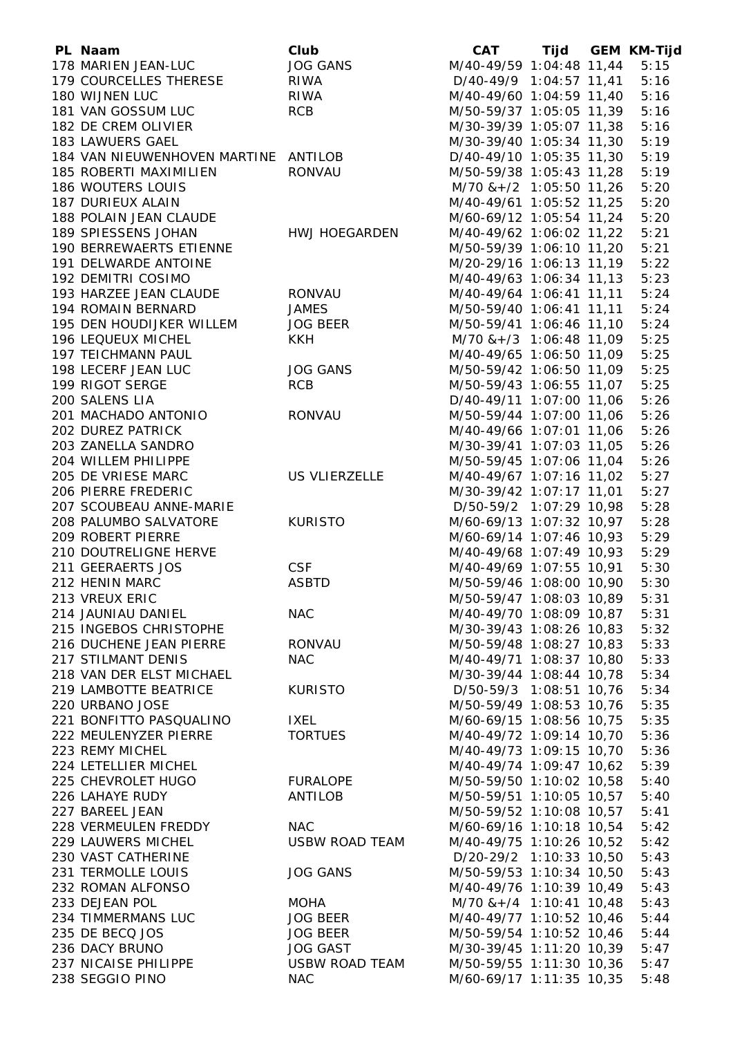| PL | Naam | Club | CAT | Tijd | GEM | KM-Tijd |
|---|---|---|---|---|---|---|
| 178 | MARIEN JEAN-LUC | JOG GANS | M/40-49/59 | 1:04:48 | 11,44 | 5:15 |
| 179 | COURCELLES THERESE | RIWA | D/40-49/9 | 1:04:57 | 11,41 | 5:16 |
| 180 | WIJNEN LUC | RIWA | M/40-49/60 | 1:04:59 | 11,40 | 5:16 |
| 181 | VAN GOSSUM LUC | RCB | M/50-59/37 | 1:05:05 | 11,39 | 5:16 |
| 182 | DE CREM OLIVIER | | M/30-39/39 | 1:05:07 | 11,38 | 5:16 |
| 183 | LAWUERS GAEL | | M/30-39/40 | 1:05:34 | 11,30 | 5:19 |
| 184 | VAN NIEUWENHOVEN MARTINE | ANTILOB | D/40-49/10 | 1:05:35 | 11,30 | 5:19 |
| 185 | ROBERTI MAXIMILIEN | RONVAU | M/50-59/38 | 1:05:43 | 11,28 | 5:19 |
| 186 | WOUTERS LOUIS | | M/70 &+/2 | 1:05:50 | 11,26 | 5:20 |
| 187 | DURIEUX ALAIN | | M/40-49/61 | 1:05:52 | 11,25 | 5:20 |
| 188 | POLAIN JEAN CLAUDE | | M/60-69/12 | 1:05:54 | 11,24 | 5:20 |
| 189 | SPIESSENS JOHAN | HWJ HOEGARDEN | M/40-49/62 | 1:06:02 | 11,22 | 5:21 |
| 190 | BERREWAERTS ETIENNE | | M/50-59/39 | 1:06:10 | 11,20 | 5:21 |
| 191 | DELWARDE ANTOINE | | M/20-29/16 | 1:06:13 | 11,19 | 5:22 |
| 192 | DEMITRI COSIMO | | M/40-49/63 | 1:06:34 | 11,13 | 5:23 |
| 193 | HARZEE JEAN CLAUDE | RONVAU | M/40-49/64 | 1:06:41 | 11,11 | 5:24 |
| 194 | ROMAIN BERNARD | JAMES | M/50-59/40 | 1:06:41 | 11,11 | 5:24 |
| 195 | DEN HOUDIJKER WILLEM | JOG BEER | M/50-59/41 | 1:06:46 | 11,10 | 5:24 |
| 196 | LEQUEUX MICHEL | KKH | M/70 &+/3 | 1:06:48 | 11,09 | 5:25 |
| 197 | TEICHMANN PAUL | | M/40-49/65 | 1:06:50 | 11,09 | 5:25 |
| 198 | LECERF JEAN LUC | JOG GANS | M/50-59/42 | 1:06:50 | 11,09 | 5:25 |
| 199 | RIGOT SERGE | RCB | M/50-59/43 | 1:06:55 | 11,07 | 5:25 |
| 200 | SALENS LIA | | D/40-49/11 | 1:07:00 | 11,06 | 5:26 |
| 201 | MACHADO ANTONIO | RONVAU | M/50-59/44 | 1:07:00 | 11,06 | 5:26 |
| 202 | DUREZ PATRICK | | M/40-49/66 | 1:07:01 | 11,06 | 5:26 |
| 203 | ZANELLA SANDRO | | M/30-39/41 | 1:07:03 | 11,05 | 5:26 |
| 204 | WILLEM PHILIPPE | | M/50-59/45 | 1:07:06 | 11,04 | 5:26 |
| 205 | DE VRIESE MARC | US VLIERZELLE | M/40-49/67 | 1:07:16 | 11,02 | 5:27 |
| 206 | PIERRE FREDERIC | | M/30-39/42 | 1:07:17 | 11,01 | 5:27 |
| 207 | SCOUBEAU ANNE-MARIE | | D/50-59/2 | 1:07:29 | 10,98 | 5:28 |
| 208 | PALUMBO SALVATORE | KURISTO | M/60-69/13 | 1:07:32 | 10,97 | 5:28 |
| 209 | ROBERT PIERRE | | M/60-69/14 | 1:07:46 | 10,93 | 5:29 |
| 210 | DOUTRELIGNE HERVE | | M/40-49/68 | 1:07:49 | 10,93 | 5:29 |
| 211 | GEERAERTS JOS | CSF | M/40-49/69 | 1:07:55 | 10,91 | 5:30 |
| 212 | HENIN MARC | ASBTD | M/50-59/46 | 1:08:00 | 10,90 | 5:30 |
| 213 | VREUX ERIC | | M/50-59/47 | 1:08:03 | 10,89 | 5:31 |
| 214 | JAUNIAU DANIEL | NAC | M/40-49/70 | 1:08:09 | 10,87 | 5:31 |
| 215 | INGEBOS CHRISTOPHE | | M/30-39/43 | 1:08:26 | 10,83 | 5:32 |
| 216 | DUCHENE JEAN PIERRE | RONVAU | M/50-59/48 | 1:08:27 | 10,83 | 5:33 |
| 217 | STILMANT DENIS | NAC | M/40-49/71 | 1:08:37 | 10,80 | 5:33 |
| 218 | VAN DER ELST MICHAEL | | M/30-39/44 | 1:08:44 | 10,78 | 5:34 |
| 219 | LAMBOTTE BEATRICE | KURISTO | D/50-59/3 | 1:08:51 | 10,76 | 5:34 |
| 220 | URBANO JOSE | | M/50-59/49 | 1:08:53 | 10,76 | 5:35 |
| 221 | BONFITTO PASQUALINO | IXEL | M/60-69/15 | 1:08:56 | 10,75 | 5:35 |
| 222 | MEULENYZER PIERRE | TORTUES | M/40-49/72 | 1:09:14 | 10,70 | 5:36 |
| 223 | REMY MICHEL | | M/40-49/73 | 1:09:15 | 10,70 | 5:36 |
| 224 | LETELLIER MICHEL | | M/40-49/74 | 1:09:47 | 10,62 | 5:39 |
| 225 | CHEVROLET HUGO | FURALOPE | M/50-59/50 | 1:10:02 | 10,58 | 5:40 |
| 226 | LAHAYE RUDY | ANTILOB | M/50-59/51 | 1:10:05 | 10,57 | 5:40 |
| 227 | BAREEL JEAN | | M/50-59/52 | 1:10:08 | 10,57 | 5:41 |
| 228 | VERMEULEN FREDDY | NAC | M/60-69/16 | 1:10:18 | 10,54 | 5:42 |
| 229 | LAUWERS MICHEL | USBW ROAD TEAM | M/40-49/75 | 1:10:26 | 10,52 | 5:42 |
| 230 | VAST CATHERINE | | D/20-29/2 | 1:10:33 | 10,50 | 5:43 |
| 231 | TERMOLLE LOUIS | JOG GANS | M/50-59/53 | 1:10:34 | 10,50 | 5:43 |
| 232 | ROMAN ALFONSO | | M/40-49/76 | 1:10:39 | 10,49 | 5:43 |
| 233 | DEJEAN POL | MOHA | M/70 &+/4 | 1:10:41 | 10,48 | 5:43 |
| 234 | TIMMERMANS LUC | JOG BEER | M/40-49/77 | 1:10:52 | 10,46 | 5:44 |
| 235 | DE BECQ JOS | JOG BEER | M/50-59/54 | 1:10:52 | 10,46 | 5:44 |
| 236 | DACY BRUNO | JOG GAST | M/30-39/45 | 1:11:20 | 10,39 | 5:47 |
| 237 | NICAISE PHILIPPE | USBW ROAD TEAM | M/50-59/55 | 1:11:30 | 10,36 | 5:47 |
| 238 | SEGGIO PINO | NAC | M/60-69/17 | 1:11:35 | 10,35 | 5:48 |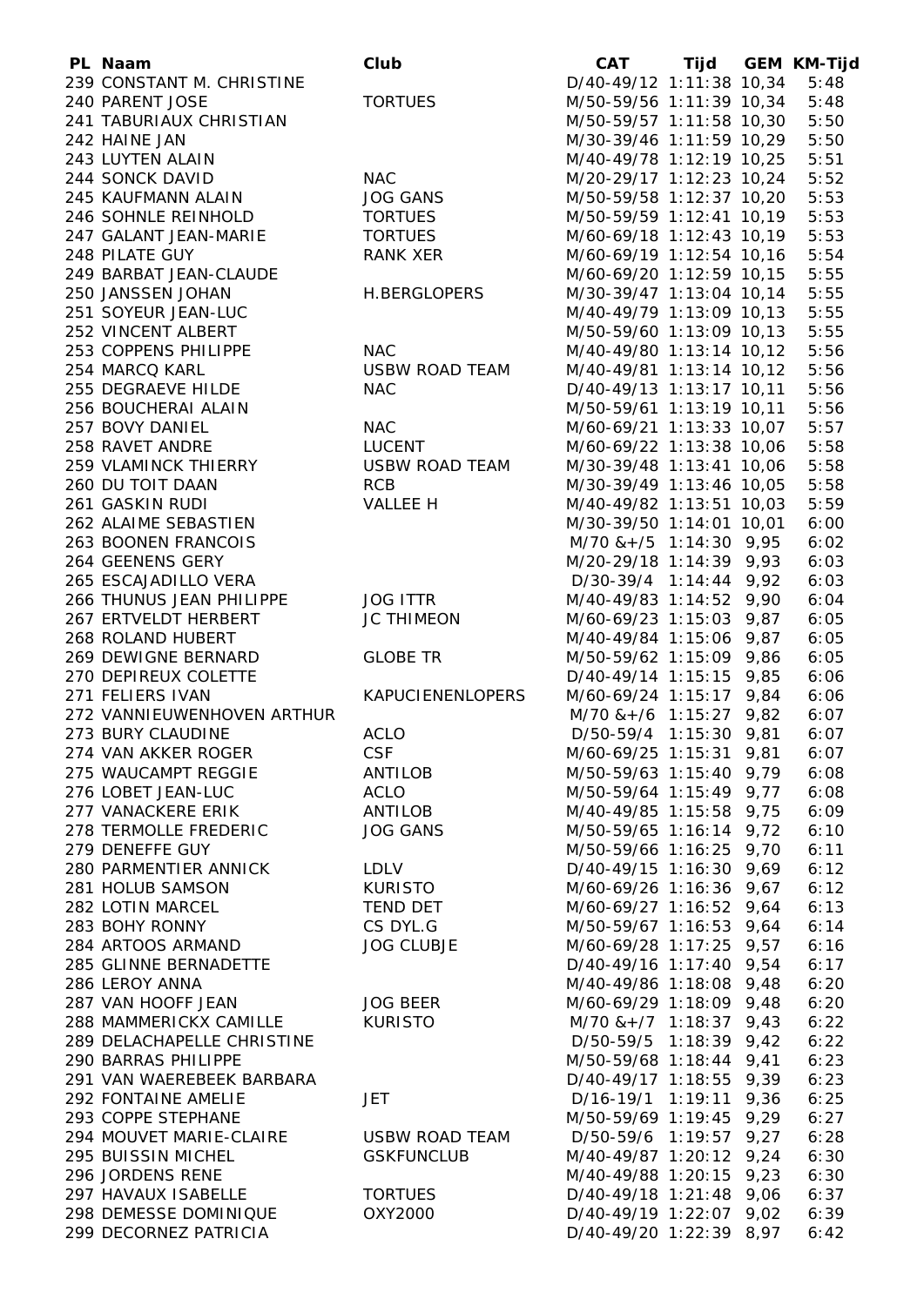| PL | Naam | Club | CAT | Tijd | GEM | KM-Tijd |
|---|---|---|---|---|---|---|
| 239 | CONSTANT M. CHRISTINE | | D/40-49/12 | 1:11:38 | 10,34 | 5:48 |
| 240 | PARENT JOSE | TORTUES | M/50-59/56 | 1:11:39 | 10,34 | 5:48 |
| 241 | TABURIAUX CHRISTIAN | | M/50-59/57 | 1:11:58 | 10,30 | 5:50 |
| 242 | HAINE JAN | | M/30-39/46 | 1:11:59 | 10,29 | 5:50 |
| 243 | LUYTEN ALAIN | | M/40-49/78 | 1:12:19 | 10,25 | 5:51 |
| 244 | SONCK DAVID | NAC | M/20-29/17 | 1:12:23 | 10,24 | 5:52 |
| 245 | KAUFMANN ALAIN | JOG GANS | M/50-59/58 | 1:12:37 | 10,20 | 5:53 |
| 246 | SOHNLE REINHOLD | TORTUES | M/50-59/59 | 1:12:41 | 10,19 | 5:53 |
| 247 | GALANT JEAN-MARIE | TORTUES | M/60-69/18 | 1:12:43 | 10,19 | 5:53 |
| 248 | PILATE GUY | RANK XER | M/60-69/19 | 1:12:54 | 10,16 | 5:54 |
| 249 | BARBAT JEAN-CLAUDE | | M/60-69/20 | 1:12:59 | 10,15 | 5:55 |
| 250 | JANSSEN JOHAN | H.BERGLOPERS | M/30-39/47 | 1:13:04 | 10,14 | 5:55 |
| 251 | SOYEUR JEAN-LUC | | M/40-49/79 | 1:13:09 | 10,13 | 5:55 |
| 252 | VINCENT ALBERT | | M/50-59/60 | 1:13:09 | 10,13 | 5:55 |
| 253 | COPPENS PHILIPPE | NAC | M/40-49/80 | 1:13:14 | 10,12 | 5:56 |
| 254 | MARCQ KARL | USBW ROAD TEAM | M/40-49/81 | 1:13:14 | 10,12 | 5:56 |
| 255 | DEGRAEVE HILDE | NAC | D/40-49/13 | 1:13:17 | 10,11 | 5:56 |
| 256 | BOUCHERAI ALAIN | | M/50-59/61 | 1:13:19 | 10,11 | 5:56 |
| 257 | BOVY DANIEL | NAC | M/60-69/21 | 1:13:33 | 10,07 | 5:57 |
| 258 | RAVET ANDRE | LUCENT | M/60-69/22 | 1:13:38 | 10,06 | 5:58 |
| 259 | VLAMINCK THIERRY | USBW ROAD TEAM | M/30-39/48 | 1:13:41 | 10,06 | 5:58 |
| 260 | DU TOIT DAAN | RCB | M/30-39/49 | 1:13:46 | 10,05 | 5:58 |
| 261 | GASKIN RUDI | VALLEE H | M/40-49/82 | 1:13:51 | 10,03 | 5:59 |
| 262 | ALAIME SEBASTIEN | | M/30-39/50 | 1:14:01 | 10,01 | 6:00 |
| 263 | BOONEN FRANCOIS | | M/70 &+/5 | 1:14:30 | 9,95 | 6:02 |
| 264 | GEENENS GERY | | M/20-29/18 | 1:14:39 | 9,93 | 6:03 |
| 265 | ESCAJADILLO VERA | | D/30-39/4 | 1:14:44 | 9,92 | 6:03 |
| 266 | THUNUS JEAN PHILIPPE | JOG ITTR | M/40-49/83 | 1:14:52 | 9,90 | 6:04 |
| 267 | ERTVELDT HERBERT | JC THIMEON | M/60-69/23 | 1:15:03 | 9,87 | 6:05 |
| 268 | ROLAND HUBERT | | M/40-49/84 | 1:15:06 | 9,87 | 6:05 |
| 269 | DEWIGNE BERNARD | GLOBE TR | M/50-59/62 | 1:15:09 | 9,86 | 6:05 |
| 270 | DEPIREUX COLETTE | | D/40-49/14 | 1:15:15 | 9,85 | 6:06 |
| 271 | FELIERS IVAN | KAPUCIENENLOPERS | M/60-69/24 | 1:15:17 | 9,84 | 6:06 |
| 272 | VANNIEUWENHOVEN ARTHUR | | M/70 &+/6 | 1:15:27 | 9,82 | 6:07 |
| 273 | BURY CLAUDINE | ACLO | D/50-59/4 | 1:15:30 | 9,81 | 6:07 |
| 274 | VAN AKKER ROGER | CSF | M/60-69/25 | 1:15:31 | 9,81 | 6:07 |
| 275 | WAUCAMPT REGGIE | ANTILOB | M/50-59/63 | 1:15:40 | 9,79 | 6:08 |
| 276 | LOBET JEAN-LUC | ACLO | M/50-59/64 | 1:15:49 | 9,77 | 6:08 |
| 277 | VANACKERE ERIK | ANTILOB | M/40-49/85 | 1:15:58 | 9,75 | 6:09 |
| 278 | TERMOLLE FREDERIC | JOG GANS | M/50-59/65 | 1:16:14 | 9,72 | 6:10 |
| 279 | DENEFFE GUY | | M/50-59/66 | 1:16:25 | 9,70 | 6:11 |
| 280 | PARMENTIER ANNICK | LDLV | D/40-49/15 | 1:16:30 | 9,69 | 6:12 |
| 281 | HOLUB SAMSON | KURISTO | M/60-69/26 | 1:16:36 | 9,67 | 6:12 |
| 282 | LOTIN MARCEL | TEND DET | M/60-69/27 | 1:16:52 | 9,64 | 6:13 |
| 283 | BOHY RONNY | CS DYL.G | M/50-59/67 | 1:16:53 | 9,64 | 6:14 |
| 284 | ARTOOS ARMAND | JOG CLUBJE | M/60-69/28 | 1:17:25 | 9,57 | 6:16 |
| 285 | GLINNE BERNADETTE | | D/40-49/16 | 1:17:40 | 9,54 | 6:17 |
| 286 | LEROY ANNA | | M/40-49/86 | 1:18:08 | 9,48 | 6:20 |
| 287 | VAN HOOFF JEAN | JOG BEER | M/60-69/29 | 1:18:09 | 9,48 | 6:20 |
| 288 | MAMMERICKX CAMILLE | KURISTO | M/70 &+/7 | 1:18:37 | 9,43 | 6:22 |
| 289 | DELACHAPELLE CHRISTINE | | D/50-59/5 | 1:18:39 | 9,42 | 6:22 |
| 290 | BARRAS PHILIPPE | | M/50-59/68 | 1:18:44 | 9,41 | 6:23 |
| 291 | VAN WAEREBEEK BARBARA | | D/40-49/17 | 1:18:55 | 9,39 | 6:23 |
| 292 | FONTAINE AMELIE | JET | D/16-19/1 | 1:19:11 | 9,36 | 6:25 |
| 293 | COPPE STEPHANE | | M/50-59/69 | 1:19:45 | 9,29 | 6:27 |
| 294 | MOUVET MARIE-CLAIRE | USBW ROAD TEAM | D/50-59/6 | 1:19:57 | 9,27 | 6:28 |
| 295 | BUISSIN MICHEL | GSKFUNCLUB | M/40-49/87 | 1:20:12 | 9,24 | 6:30 |
| 296 | JORDENS RENE | | M/40-49/88 | 1:20:15 | 9,23 | 6:30 |
| 297 | HAVAUX ISABELLE | TORTUES | D/40-49/18 | 1:21:48 | 9,06 | 6:37 |
| 298 | DEMESSE DOMINIQUE | OXY2000 | D/40-49/19 | 1:22:07 | 9,02 | 6:39 |
| 299 | DECORNEZ PATRICIA | | D/40-49/20 | 1:22:39 | 8,97 | 6:42 |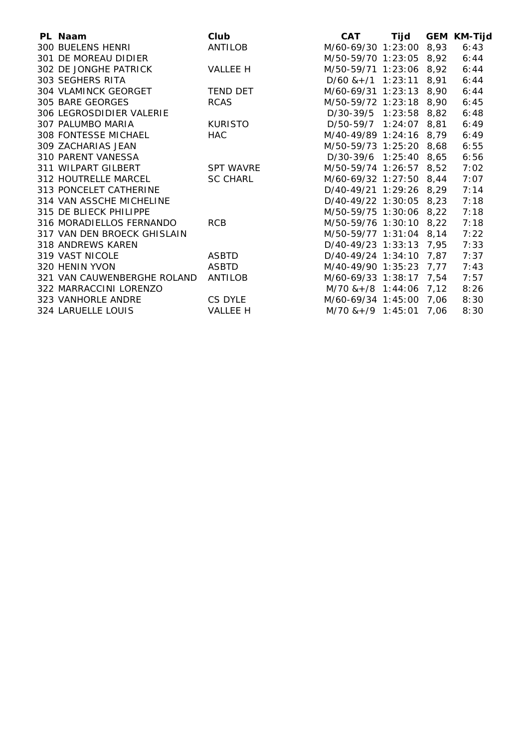| PL | Naam | Club | CAT | Tijd | GEM | KM-Tijd |
|---|---|---|---|---|---|---|
| 300 | BUELENS HENRI | ANTILOB | M/60-69/30 | 1:23:00 | 8,93 | 6:43 |
| 301 | DE MOREAU DIDIER | | M/50-59/70 | 1:23:05 | 8,92 | 6:44 |
| 302 | DE JONGHE PATRICK | VALLEE H | M/50-59/71 | 1:23:06 | 8,92 | 6:44 |
| 303 | SEGHERS RITA | | D/60 &+/1 | 1:23:11 | 8,91 | 6:44 |
| 304 | VLAMINCK GEORGET | TEND DET | M/60-69/31 | 1:23:13 | 8,90 | 6:44 |
| 305 | BARE GEORGES | RCAS | M/50-59/72 | 1:23:18 | 8,90 | 6:45 |
| 306 | LEGROSDIDIER VALERIE | | D/30-39/5 | 1:23:58 | 8,82 | 6:48 |
| 307 | PALUMBO MARIA | KURISTO | D/50-59/7 | 1:24:07 | 8,81 | 6:49 |
| 308 | FONTESSE MICHAEL | HAC | M/40-49/89 | 1:24:16 | 8,79 | 6:49 |
| 309 | ZACHARIAS JEAN | | M/50-59/73 | 1:25:20 | 8,68 | 6:55 |
| 310 | PARENT VANESSA | | D/30-39/6 | 1:25:40 | 8,65 | 6:56 |
| 311 | WILPART GILBERT | SPT WAVRE | M/50-59/74 | 1:26:57 | 8,52 | 7:02 |
| 312 | HOUTRELLE MARCEL | SC CHARL | M/60-69/32 | 1:27:50 | 8,44 | 7:07 |
| 313 | PONCELET CATHERINE | | D/40-49/21 | 1:29:26 | 8,29 | 7:14 |
| 314 | VAN ASSCHE MICHELINE | | D/40-49/22 | 1:30:05 | 8,23 | 7:18 |
| 315 | DE BLIECK PHILIPPE | | M/50-59/75 | 1:30:06 | 8,22 | 7:18 |
| 316 | MORADIELLOS FERNANDO | RCB | M/50-59/76 | 1:30:10 | 8,22 | 7:18 |
| 317 | VAN DEN BROECK GHISLAIN | | M/50-59/77 | 1:31:04 | 8,14 | 7:22 |
| 318 | ANDREWS KAREN | | D/40-49/23 | 1:33:13 | 7,95 | 7:33 |
| 319 | VAST NICOLE | ASBTD | D/40-49/24 | 1:34:10 | 7,87 | 7:37 |
| 320 | HENIN YVON | ASBTD | M/40-49/90 | 1:35:23 | 7,77 | 7:43 |
| 321 | VAN CAUWENBERGHE ROLAND | ANTILOB | M/60-69/33 | 1:38:17 | 7,54 | 7:57 |
| 322 | MARRACCINI LORENZO | | M/70 &+/8 | 1:44:06 | 7,12 | 8:26 |
| 323 | VANHORLE ANDRE | CS DYLE | M/60-69/34 | 1:45:00 | 7,06 | 8:30 |
| 324 | LARUELLE LOUIS | VALLEE H | M/70 &+/9 | 1:45:01 | 7,06 | 8:30 |